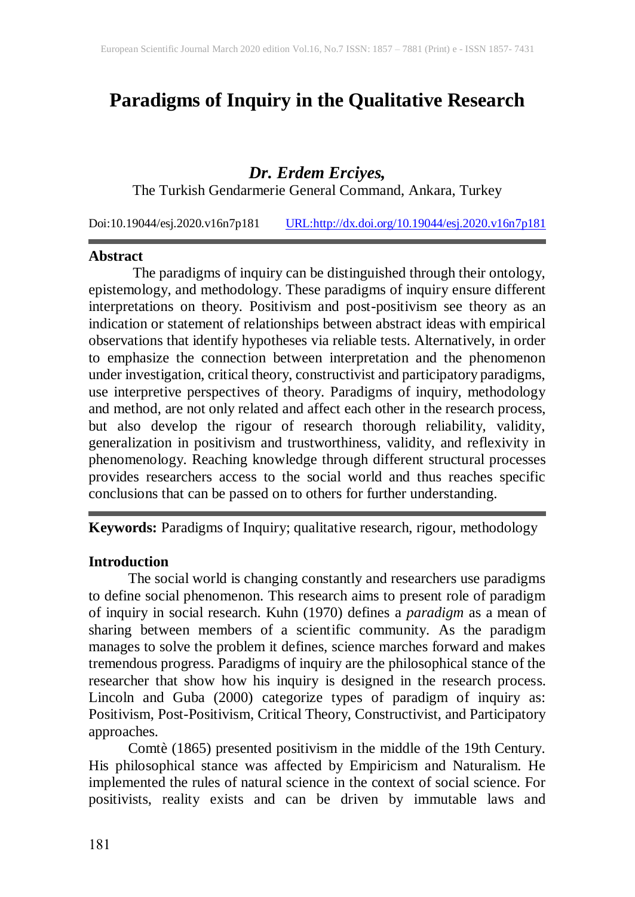# Paradigms of Inquiry in the Qualitative Research

***Dr. Erdem Erciyes,***

The Turkish Gendarmerie General Command, Ankara, Turkey

Doi:10.19044/esj.2020.v16n7p181 URL:http://dx.doi.org/10.19044/esj.2020.v16n7p181

---

**Abstract**

The paradigms of inquiry can be distinguished through their ontology, epistemology, and methodology. These paradigms of inquiry ensure different interpretations on theory. Positivism and post-positivism see theory as an indication or statement of relationships between abstract ideas with empirical observations that identify hypotheses via reliable tests. Alternatively, in order to emphasize the connection between interpretation and the phenomenon under investigation, critical theory, constructivist and participatory paradigms, use interpretive perspectives of theory. Paradigms of inquiry, methodology and method, are not only related and affect each other in the research process, but also develop the rigour of research thorough reliability, validity, generalization in positivism and trustworthiness, validity, and reflexivity in phenomenology. Reaching knowledge through different structural processes provides researchers access to the social world and thus reaches specific conclusions that can be passed on to others for further understanding.

---

**Keywords:** Paradigms of Inquiry; qualitative research, rigour, methodology

## Introduction

The social world is changing constantly and researchers use paradigms to define social phenomenon. This research aims to present role of paradigm of inquiry in social research. Kuhn (1970) defines a *paradigm* as a mean of sharing between members of a scientific community. As the paradigm manages to solve the problem it defines, science marches forward and makes tremendous progress. Paradigms of inquiry are the philosophical stance of the researcher that show how his inquiry is designed in the research process. Lincoln and Guba (2000) categorize types of paradigm of inquiry as: Positivism, Post-Positivism, Critical Theory, Constructivist, and Participatory approaches.

Comtè (1865) presented positivism in the middle of the 19th Century. His philosophical stance was affected by Empiricism and Naturalism. He implemented the rules of natural science in the context of social science. For positivists, reality exists and can be driven by immutable laws and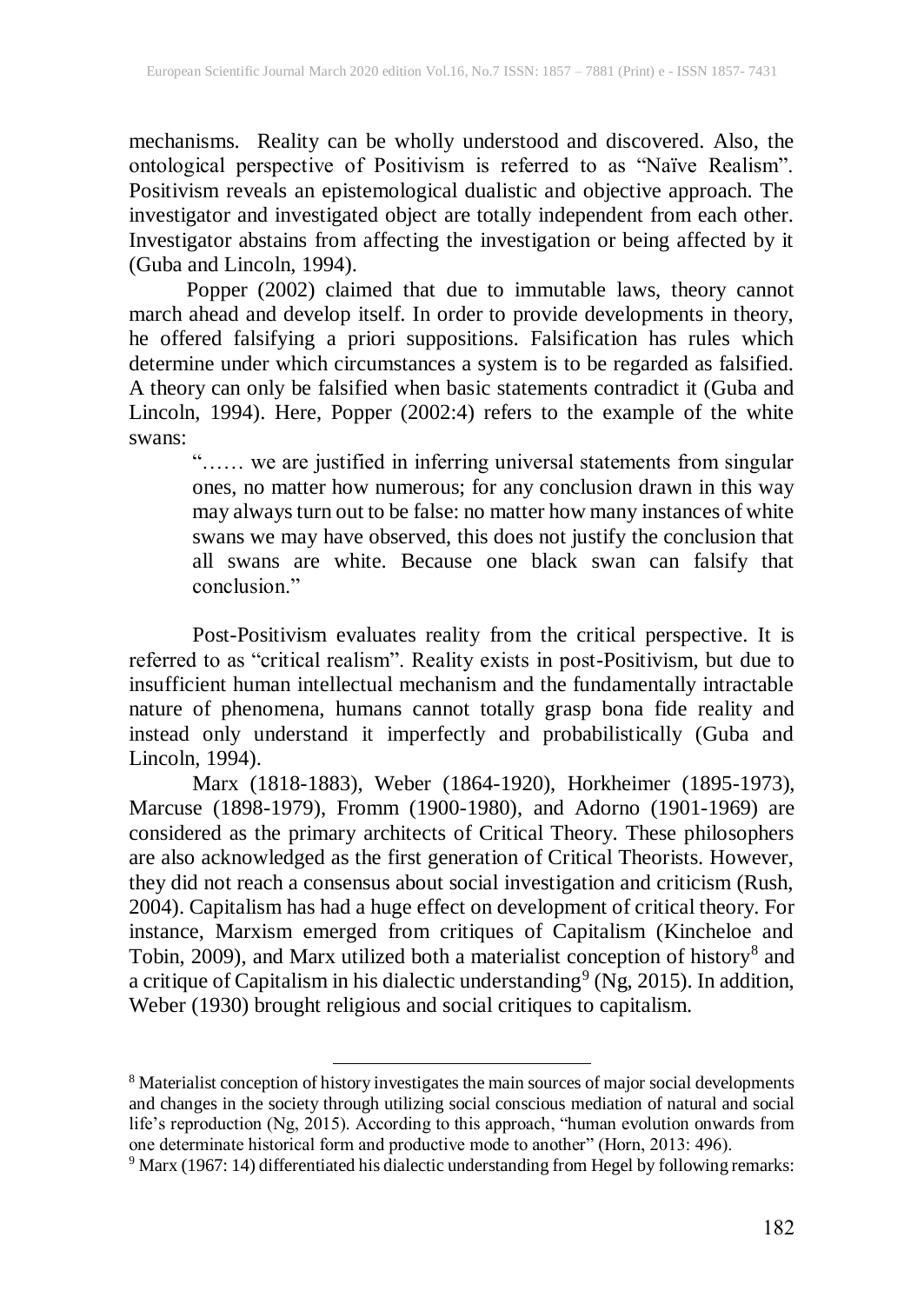mechanisms. Reality can be wholly understood and discovered. Also, the ontological perspective of Positivism is referred to as "Naïve Realism". Positivism reveals an epistemological dualistic and objective approach. The investigator and investigated object are totally independent from each other. Investigator abstains from affecting the investigation or being affected by it (Guba and Lincoln, 1994).

Popper (2002) claimed that due to immutable laws, theory cannot march ahead and develop itself. In order to provide developments in theory, he offered falsifying a priori suppositions. Falsification has rules which determine under which circumstances a system is to be regarded as falsified. A theory can only be falsified when basic statements contradict it (Guba and Lincoln, 1994). Here, Popper (2002:4) refers to the example of the white swans:

> "…… we are justified in inferring universal statements from singular ones, no matter how numerous; for any conclusion drawn in this way may always turn out to be false: no matter how many instances of white swans we may have observed, this does not justify the conclusion that all swans are white. Because one black swan can falsify that conclusion."

Post-Positivism evaluates reality from the critical perspective. It is referred to as "critical realism". Reality exists in post-Positivism, but due to insufficient human intellectual mechanism and the fundamentally intractable nature of phenomena, humans cannot totally grasp bona fide reality and instead only understand it imperfectly and probabilistically (Guba and Lincoln, 1994).

Marx (1818-1883), Weber (1864-1920), Horkheimer (1895-1973), Marcuse (1898-1979), Fromm (1900-1980), and Adorno (1901-1969) are considered as the primary architects of Critical Theory. These philosophers are also acknowledged as the first generation of Critical Theorists. However, they did not reach a consensus about social investigation and criticism (Rush, 2004). Capitalism has had a huge effect on development of critical theory. For instance, Marxism emerged from critiques of Capitalism (Kincheloe and Tobin, 2009), and Marx utilized both a materialist conception of history[8] and a critique of Capitalism in his dialectic understanding[9] (Ng, 2015). In addition, Weber (1930) brought religious and social critiques to capitalism.

---

[8] Materialist conception of history investigates the main sources of major social developments and changes in the society through utilizing social conscious mediation of natural and social life's reproduction (Ng, 2015). According to this approach, "human evolution onwards from one determinate historical form and productive mode to another" (Horn, 2013: 496).

[9] Marx (1967: 14) differentiated his dialectic understanding from Hegel by following remarks: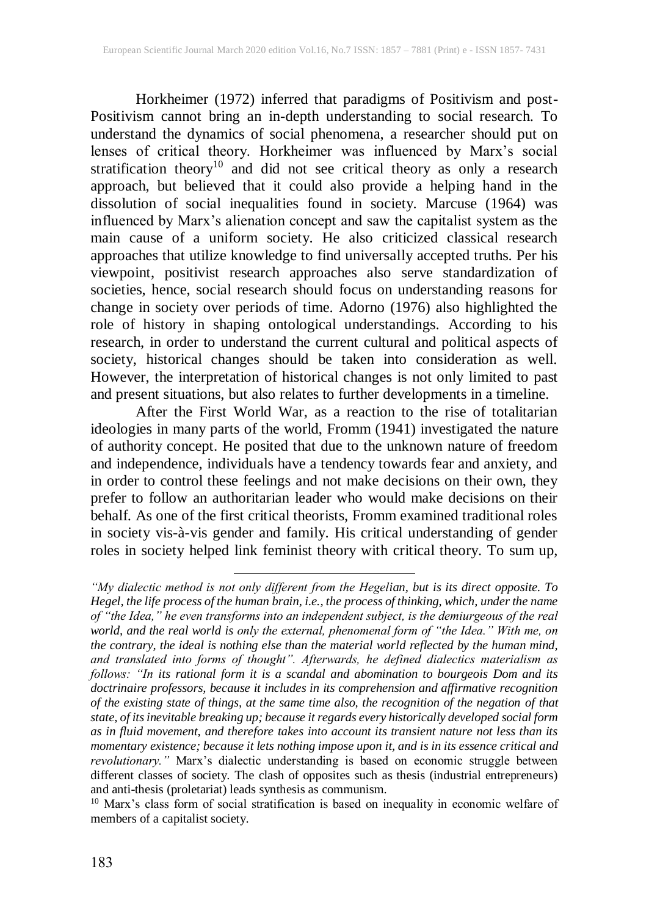Horkheimer (1972) inferred that paradigms of Positivism and post-Positivism cannot bring an in-depth understanding to social research. To understand the dynamics of social phenomena, a researcher should put on lenses of critical theory. Horkheimer was influenced by Marx's social stratification theory[10] and did not see critical theory as only a research approach, but believed that it could also provide a helping hand in the dissolution of social inequalities found in society. Marcuse (1964) was influenced by Marx's alienation concept and saw the capitalist system as the main cause of a uniform society. He also criticized classical research approaches that utilize knowledge to find universally accepted truths. Per his viewpoint, positivist research approaches also serve standardization of societies, hence, social research should focus on understanding reasons for change in society over periods of time. Adorno (1976) also highlighted the role of history in shaping ontological understandings. According to his research, in order to understand the current cultural and political aspects of society, historical changes should be taken into consideration as well. However, the interpretation of historical changes is not only limited to past and present situations, but also relates to further developments in a timeline.

After the First World War, as a reaction to the rise of totalitarian ideologies in many parts of the world, Fromm (1941) investigated the nature of authority concept. He posited that due to the unknown nature of freedom and independence, individuals have a tendency towards fear and anxiety, and in order to control these feelings and not make decisions on their own, they prefer to follow an authoritarian leader who would make decisions on their behalf. As one of the first critical theorists, Fromm examined traditional roles in society vis-à-vis gender and family. His critical understanding of gender roles in society helped link feminist theory with critical theory. To sum up,

---

*"My dialectic method is not only different from the Hegelian, but is its direct opposite. To Hegel, the life process of the human brain, i.e., the process of thinking, which, under the name of "the Idea," he even transforms into an independent subject, is the demiurgeous of the real world, and the real world is only the external, phenomenal form of "the Idea." With me, on the contrary, the ideal is nothing else than the material world reflected by the human mind, and translated into forms of thought".* Afterwards, he defined dialectics materialism as follows: *"In its rational form it is a scandal and abomination to bourgeois Dom and its doctrinaire professors, because it includes in its comprehension and affirmative recognition of the existing state of things, at the same time also, the recognition of the negation of that state, of its inevitable breaking up; because it regards every historically developed social form as in fluid movement, and therefore takes into account its transient nature not less than its momentary existence; because it lets nothing impose upon it, and is in its essence critical and revolutionary."* Marx's dialectic understanding is based on economic struggle between different classes of society. The clash of opposites such as thesis (industrial entrepreneurs) and anti-thesis (proletariat) leads synthesis as communism.

[10] Marx's class form of social stratification is based on inequality in economic welfare of members of a capitalist society.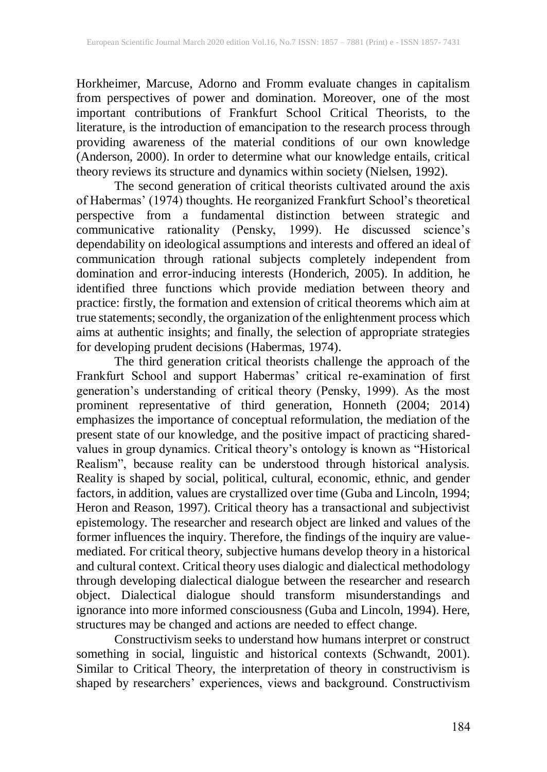Horkheimer, Marcuse, Adorno and Fromm evaluate changes in capitalism from perspectives of power and domination. Moreover, one of the most important contributions of Frankfurt School Critical Theorists, to the literature, is the introduction of emancipation to the research process through providing awareness of the material conditions of our own knowledge (Anderson, 2000). In order to determine what our knowledge entails, critical theory reviews its structure and dynamics within society (Nielsen, 1992).

The second generation of critical theorists cultivated around the axis of Habermas' (1974) thoughts. He reorganized Frankfurt School's theoretical perspective from a fundamental distinction between strategic and communicative rationality (Pensky, 1999). He discussed science's dependability on ideological assumptions and interests and offered an ideal of communication through rational subjects completely independent from domination and error-inducing interests (Honderich, 2005). In addition, he identified three functions which provide mediation between theory and practice: firstly, the formation and extension of critical theorems which aim at true statements; secondly, the organization of the enlightenment process which aims at authentic insights; and finally, the selection of appropriate strategies for developing prudent decisions (Habermas, 1974).

The third generation critical theorists challenge the approach of the Frankfurt School and support Habermas' critical re-examination of first generation's understanding of critical theory (Pensky, 1999). As the most prominent representative of third generation, Honneth (2004; 2014) emphasizes the importance of conceptual reformulation, the mediation of the present state of our knowledge, and the positive impact of practicing shared-values in group dynamics. Critical theory's ontology is known as "Historical Realism", because reality can be understood through historical analysis. Reality is shaped by social, political, cultural, economic, ethnic, and gender factors, in addition, values are crystallized over time (Guba and Lincoln, 1994; Heron and Reason, 1997). Critical theory has a transactional and subjectivist epistemology. The researcher and research object are linked and values of the former influences the inquiry. Therefore, the findings of the inquiry are value-mediated. For critical theory, subjective humans develop theory in a historical and cultural context. Critical theory uses dialogic and dialectical methodology through developing dialectical dialogue between the researcher and research object. Dialectical dialogue should transform misunderstandings and ignorance into more informed consciousness (Guba and Lincoln, 1994). Here, structures may be changed and actions are needed to effect change.

Constructivism seeks to understand how humans interpret or construct something in social, linguistic and historical contexts (Schwandt, 2001). Similar to Critical Theory, the interpretation of theory in constructivism is shaped by researchers' experiences, views and background. Constructivism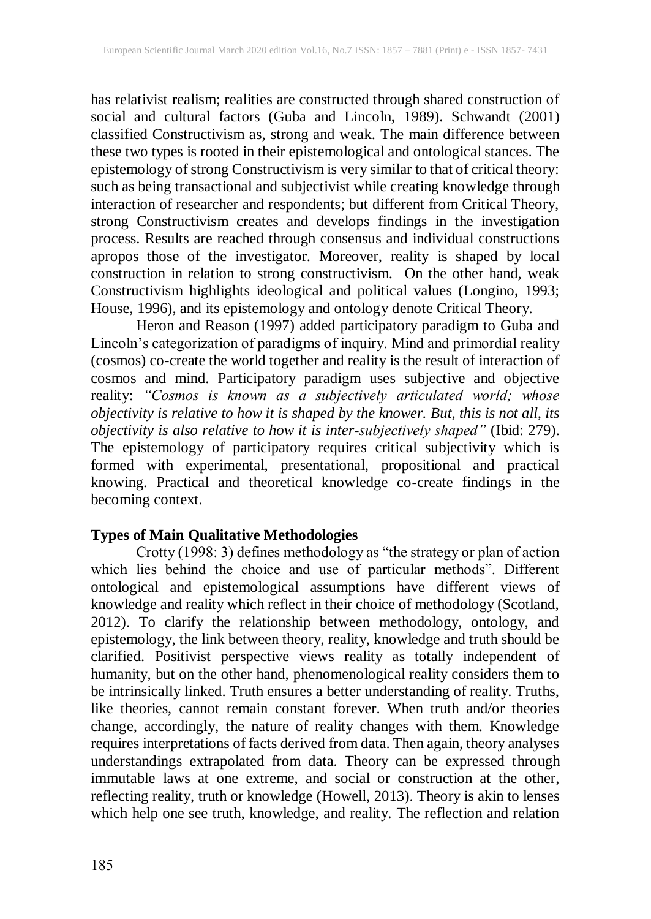has relativist realism; realities are constructed through shared construction of social and cultural factors (Guba and Lincoln, 1989). Schwandt (2001) classified Constructivism as, strong and weak. The main difference between these two types is rooted in their epistemological and ontological stances. The epistemology of strong Constructivism is very similar to that of critical theory: such as being transactional and subjectivist while creating knowledge through interaction of researcher and respondents; but different from Critical Theory, strong Constructivism creates and develops findings in the investigation process. Results are reached through consensus and individual constructions apropos those of the investigator. Moreover, reality is shaped by local construction in relation to strong constructivism. On the other hand, weak Constructivism highlights ideological and political values (Longino, 1993; House, 1996), and its epistemology and ontology denote Critical Theory.

Heron and Reason (1997) added participatory paradigm to Guba and Lincoln's categorization of paradigms of inquiry. Mind and primordial reality (cosmos) co-create the world together and reality is the result of interaction of cosmos and mind. Participatory paradigm uses subjective and objective reality: *"Cosmos is known as a subjectively articulated world; whose objectivity is relative to how it is shaped by the knower. But, this is not all, its objectivity is also relative to how it is inter-subjectively shaped"* (Ibid: 279). The epistemology of participatory requires critical subjectivity which is formed with experimental, presentational, propositional and practical knowing. Practical and theoretical knowledge co-create findings in the becoming context.

## Types of Main Qualitative Methodologies

Crotty (1998: 3) defines methodology as "the strategy or plan of action which lies behind the choice and use of particular methods". Different ontological and epistemological assumptions have different views of knowledge and reality which reflect in their choice of methodology (Scotland, 2012). To clarify the relationship between methodology, ontology, and epistemology, the link between theory, reality, knowledge and truth should be clarified. Positivist perspective views reality as totally independent of humanity, but on the other hand, phenomenological reality considers them to be intrinsically linked. Truth ensures a better understanding of reality. Truths, like theories, cannot remain constant forever. When truth and/or theories change, accordingly, the nature of reality changes with them. Knowledge requires interpretations of facts derived from data. Then again, theory analyses understandings extrapolated from data. Theory can be expressed through immutable laws at one extreme, and social or construction at the other, reflecting reality, truth or knowledge (Howell, 2013). Theory is akin to lenses which help one see truth, knowledge, and reality. The reflection and relation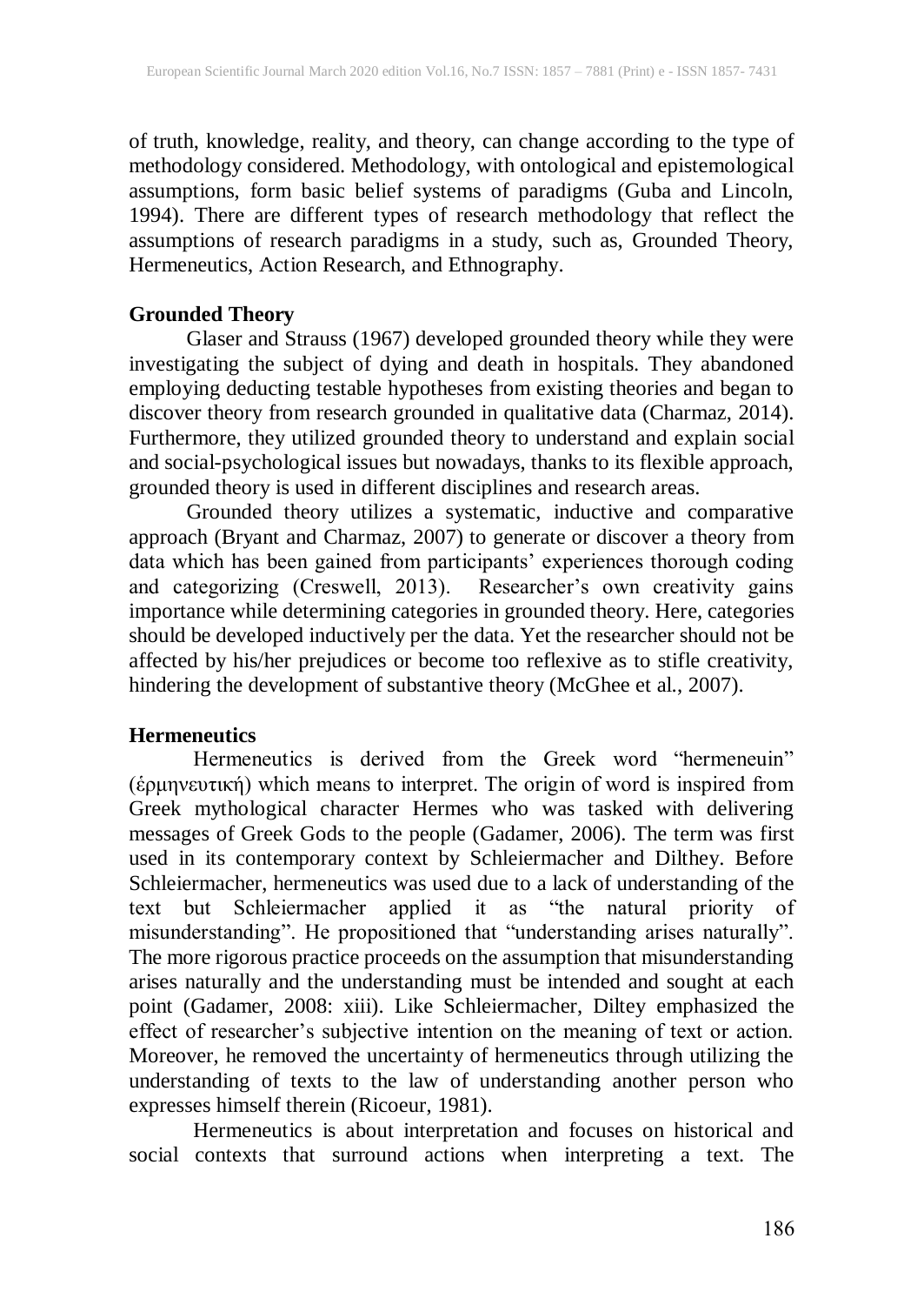of truth, knowledge, reality, and theory, can change according to the type of methodology considered. Methodology, with ontological and epistemological assumptions, form basic belief systems of paradigms (Guba and Lincoln, 1994). There are different types of research methodology that reflect the assumptions of research paradigms in a study, such as, Grounded Theory, Hermeneutics, Action Research, and Ethnography.

**Grounded Theory**

Glaser and Strauss (1967) developed grounded theory while they were investigating the subject of dying and death in hospitals. They abandoned employing deducting testable hypotheses from existing theories and began to discover theory from research grounded in qualitative data (Charmaz, 2014). Furthermore, they utilized grounded theory to understand and explain social and social-psychological issues but nowadays, thanks to its flexible approach, grounded theory is used in different disciplines and research areas.

Grounded theory utilizes a systematic, inductive and comparative approach (Bryant and Charmaz, 2007) to generate or discover a theory from data which has been gained from participants' experiences thorough coding and categorizing (Creswell, 2013). Researcher's own creativity gains importance while determining categories in grounded theory. Here, categories should be developed inductively per the data. Yet the researcher should not be affected by his/her prejudices or become too reflexive as to stifle creativity, hindering the development of substantive theory (McGhee et al., 2007).

**Hermeneutics**

Hermeneutics is derived from the Greek word "hermeneuin" (ἑρμηνευτική) which means to interpret. The origin of word is inspired from Greek mythological character Hermes who was tasked with delivering messages of Greek Gods to the people (Gadamer, 2006). The term was first used in its contemporary context by Schleiermacher and Dilthey. Before Schleiermacher, hermeneutics was used due to a lack of understanding of the text but Schleiermacher applied it as "the natural priority of misunderstanding". He propositioned that "understanding arises naturally". The more rigorous practice proceeds on the assumption that misunderstanding arises naturally and the understanding must be intended and sought at each point (Gadamer, 2008: xiii). Like Schleiermacher, Diltey emphasized the effect of researcher's subjective intention on the meaning of text or action. Moreover, he removed the uncertainty of hermeneutics through utilizing the understanding of texts to the law of understanding another person who expresses himself therein (Ricoeur, 1981).

Hermeneutics is about interpretation and focuses on historical and social contexts that surround actions when interpreting a text. The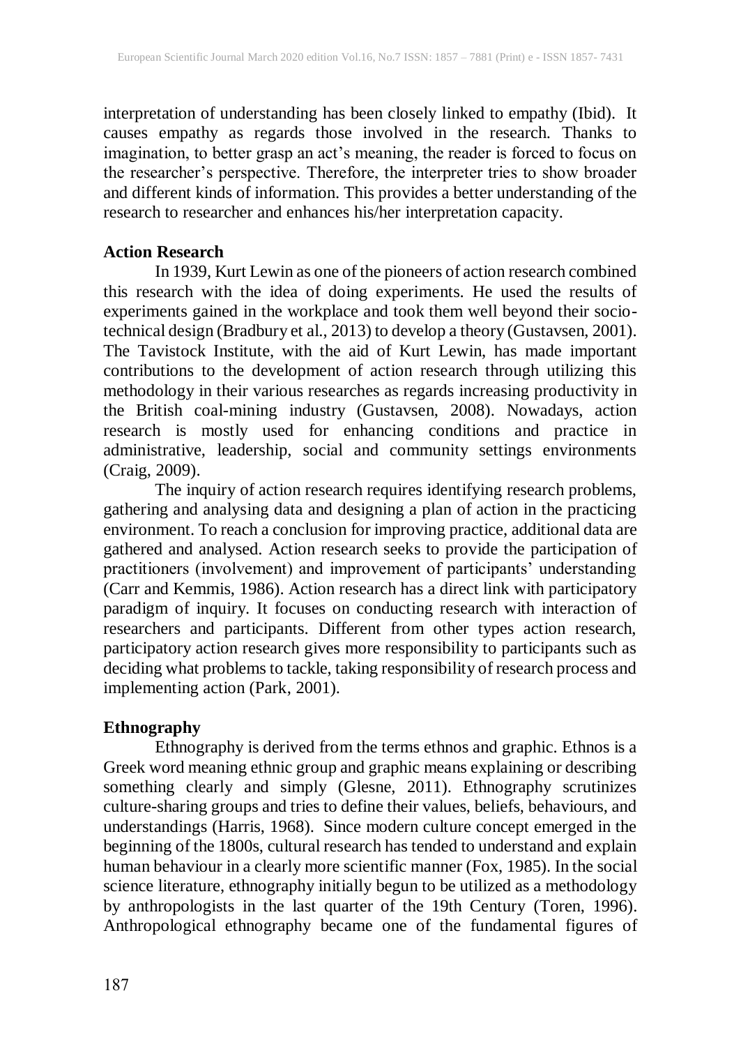interpretation of understanding has been closely linked to empathy (Ibid). It causes empathy as regards those involved in the research. Thanks to imagination, to better grasp an act's meaning, the reader is forced to focus on the researcher's perspective. Therefore, the interpreter tries to show broader and different kinds of information. This provides a better understanding of the research to researcher and enhances his/her interpretation capacity.

**Action Research**

In 1939, Kurt Lewin as one of the pioneers of action research combined this research with the idea of doing experiments. He used the results of experiments gained in the workplace and took them well beyond their socio-technical design (Bradbury et al., 2013) to develop a theory (Gustavsen, 2001). The Tavistock Institute, with the aid of Kurt Lewin, has made important contributions to the development of action research through utilizing this methodology in their various researches as regards increasing productivity in the British coal-mining industry (Gustavsen, 2008). Nowadays, action research is mostly used for enhancing conditions and practice in administrative, leadership, social and community settings environments (Craig, 2009).

The inquiry of action research requires identifying research problems, gathering and analysing data and designing a plan of action in the practicing environment. To reach a conclusion for improving practice, additional data are gathered and analysed. Action research seeks to provide the participation of practitioners (involvement) and improvement of participants' understanding (Carr and Kemmis, 1986). Action research has a direct link with participatory paradigm of inquiry. It focuses on conducting research with interaction of researchers and participants. Different from other types action research, participatory action research gives more responsibility to participants such as deciding what problems to tackle, taking responsibility of research process and implementing action (Park, 2001).

**Ethnography**

Ethnography is derived from the terms ethnos and graphic. Ethnos is a Greek word meaning ethnic group and graphic means explaining or describing something clearly and simply (Glesne, 2011). Ethnography scrutinizes culture-sharing groups and tries to define their values, beliefs, behaviours, and understandings (Harris, 1968). Since modern culture concept emerged in the beginning of the 1800s, cultural research has tended to understand and explain human behaviour in a clearly more scientific manner (Fox, 1985). In the social science literature, ethnography initially begun to be utilized as a methodology by anthropologists in the last quarter of the 19th Century (Toren, 1996). Anthropological ethnography became one of the fundamental figures of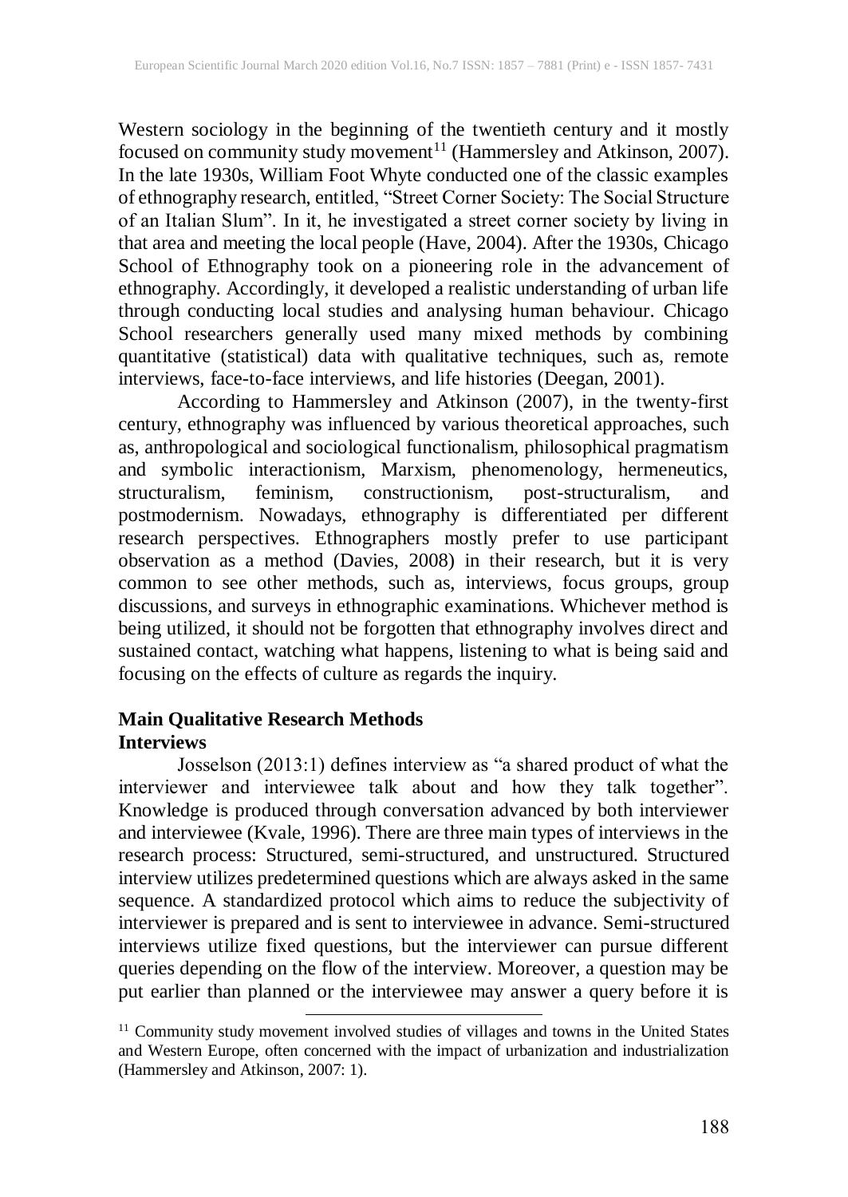Western sociology in the beginning of the twentieth century and it mostly focused on community study movement[11] (Hammersley and Atkinson, 2007). In the late 1930s, William Foot Whyte conducted one of the classic examples of ethnography research, entitled, "Street Corner Society: The Social Structure of an Italian Slum". In it, he investigated a street corner society by living in that area and meeting the local people (Have, 2004). After the 1930s, Chicago School of Ethnography took on a pioneering role in the advancement of ethnography. Accordingly, it developed a realistic understanding of urban life through conducting local studies and analysing human behaviour. Chicago School researchers generally used many mixed methods by combining quantitative (statistical) data with qualitative techniques, such as, remote interviews, face-to-face interviews, and life histories (Deegan, 2001).

According to Hammersley and Atkinson (2007), in the twenty-first century, ethnography was influenced by various theoretical approaches, such as, anthropological and sociological functionalism, philosophical pragmatism and symbolic interactionism, Marxism, phenomenology, hermeneutics, structuralism, feminism, constructionism, post-structuralism, and postmodernism. Nowadays, ethnography is differentiated per different research perspectives. Ethnographers mostly prefer to use participant observation as a method (Davies, 2008) in their research, but it is very common to see other methods, such as, interviews, focus groups, group discussions, and surveys in ethnographic examinations. Whichever method is being utilized, it should not be forgotten that ethnography involves direct and sustained contact, watching what happens, listening to what is being said and focusing on the effects of culture as regards the inquiry.

## Main Qualitative Research Methods

### Interviews

Josselson (2013:1) defines interview as "a shared product of what the interviewer and interviewee talk about and how they talk together". Knowledge is produced through conversation advanced by both interviewer and interviewee (Kvale, 1996). There are three main types of interviews in the research process: Structured, semi-structured, and unstructured. Structured interview utilizes predetermined questions which are always asked in the same sequence. A standardized protocol which aims to reduce the subjectivity of interviewer is prepared and is sent to interviewee in advance. Semi-structured interviews utilize fixed questions, but the interviewer can pursue different queries depending on the flow of the interview. Moreover, a question may be put earlier than planned or the interviewee may answer a query before it is

[11] Community study movement involved studies of villages and towns in the United States and Western Europe, often concerned with the impact of urbanization and industrialization (Hammersley and Atkinson, 2007: 1).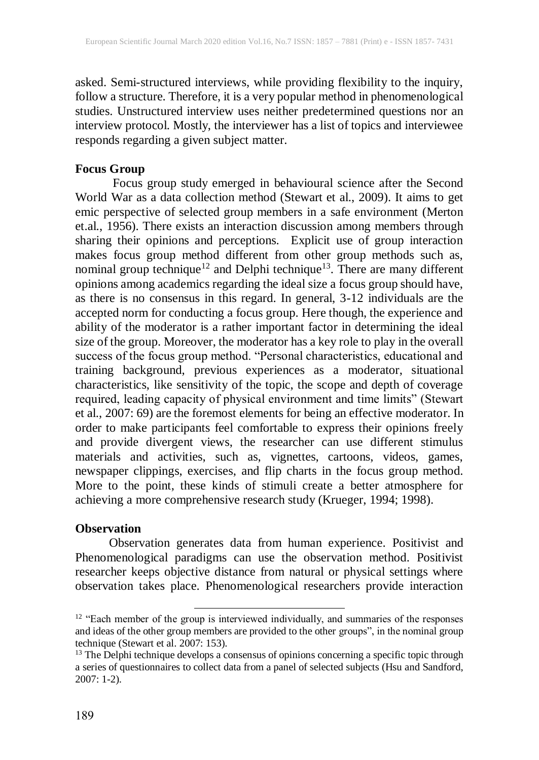asked. Semi-structured interviews, while providing flexibility to the inquiry, follow a structure. Therefore, it is a very popular method in phenomenological studies. Unstructured interview uses neither predetermined questions nor an interview protocol. Mostly, the interviewer has a list of topics and interviewee responds regarding a given subject matter.

**Focus Group**

Focus group study emerged in behavioural science after the Second World War as a data collection method (Stewart et al., 2009). It aims to get emic perspective of selected group members in a safe environment (Merton et.al., 1956). There exists an interaction discussion among members through sharing their opinions and perceptions. Explicit use of group interaction makes focus group method different from other group methods such as, nominal group technique[12] and Delphi technique[13]. There are many different opinions among academics regarding the ideal size a focus group should have, as there is no consensus in this regard. In general, 3-12 individuals are the accepted norm for conducting a focus group. Here though, the experience and ability of the moderator is a rather important factor in determining the ideal size of the group. Moreover, the moderator has a key role to play in the overall success of the focus group method. "Personal characteristics, educational and training background, previous experiences as a moderator, situational characteristics, like sensitivity of the topic, the scope and depth of coverage required, leading capacity of physical environment and time limits" (Stewart et al., 2007: 69) are the foremost elements for being an effective moderator. In order to make participants feel comfortable to express their opinions freely and provide divergent views, the researcher can use different stimulus materials and activities, such as, vignettes, cartoons, videos, games, newspaper clippings, exercises, and flip charts in the focus group method. More to the point, these kinds of stimuli create a better atmosphere for achieving a more comprehensive research study (Krueger, 1994; 1998).

**Observation**

Observation generates data from human experience. Positivist and Phenomenological paradigms can use the observation method. Positivist researcher keeps objective distance from natural or physical settings where observation takes place. Phenomenological researchers provide interaction

---

[12] "Each member of the group is interviewed individually, and summaries of the responses and ideas of the other group members are provided to the other groups", in the nominal group technique (Stewart et al. 2007: 153).

[13] The Delphi technique develops a consensus of opinions concerning a specific topic through a series of questionnaires to collect data from a panel of selected subjects (Hsu and Sandford, 2007: 1-2).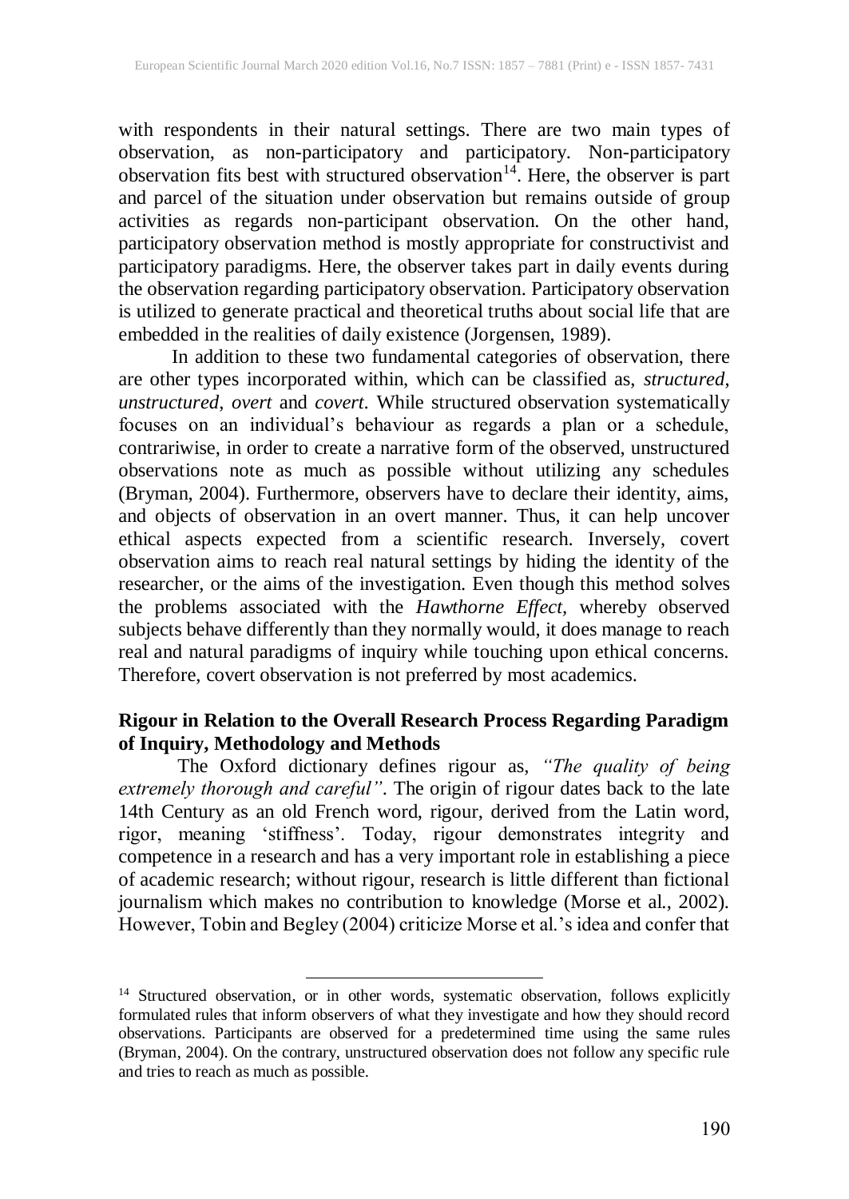with respondents in their natural settings. There are two main types of observation, as non-participatory and participatory. Non-participatory observation fits best with structured observation[14]. Here, the observer is part and parcel of the situation under observation but remains outside of group activities as regards non-participant observation. On the other hand, participatory observation method is mostly appropriate for constructivist and participatory paradigms. Here, the observer takes part in daily events during the observation regarding participatory observation. Participatory observation is utilized to generate practical and theoretical truths about social life that are embedded in the realities of daily existence (Jorgensen, 1989).

In addition to these two fundamental categories of observation, there are other types incorporated within, which can be classified as, *structured*, *unstructured*, *overt* and *covert*. While structured observation systematically focuses on an individual's behaviour as regards a plan or a schedule, contrariwise, in order to create a narrative form of the observed, unstructured observations note as much as possible without utilizing any schedules (Bryman, 2004). Furthermore, observers have to declare their identity, aims, and objects of observation in an overt manner. Thus, it can help uncover ethical aspects expected from a scientific research. Inversely, covert observation aims to reach real natural settings by hiding the identity of the researcher, or the aims of the investigation. Even though this method solves the problems associated with the *Hawthorne Effect*, whereby observed subjects behave differently than they normally would, it does manage to reach real and natural paradigms of inquiry while touching upon ethical concerns. Therefore, covert observation is not preferred by most academics.

## Rigour in Relation to the Overall Research Process Regarding Paradigm of Inquiry, Methodology and Methods

The Oxford dictionary defines rigour as, *"The quality of being extremely thorough and careful"*. The origin of rigour dates back to the late 14th Century as an old French word, rigour, derived from the Latin word, rigor, meaning 'stiffness'. Today, rigour demonstrates integrity and competence in a research and has a very important role in establishing a piece of academic research; without rigour, research is little different than fictional journalism which makes no contribution to knowledge (Morse et al., 2002). However, Tobin and Begley (2004) criticize Morse et al.'s idea and confer that

[14] Structured observation, or in other words, systematic observation, follows explicitly formulated rules that inform observers of what they investigate and how they should record observations. Participants are observed for a predetermined time using the same rules (Bryman, 2004). On the contrary, unstructured observation does not follow any specific rule and tries to reach as much as possible.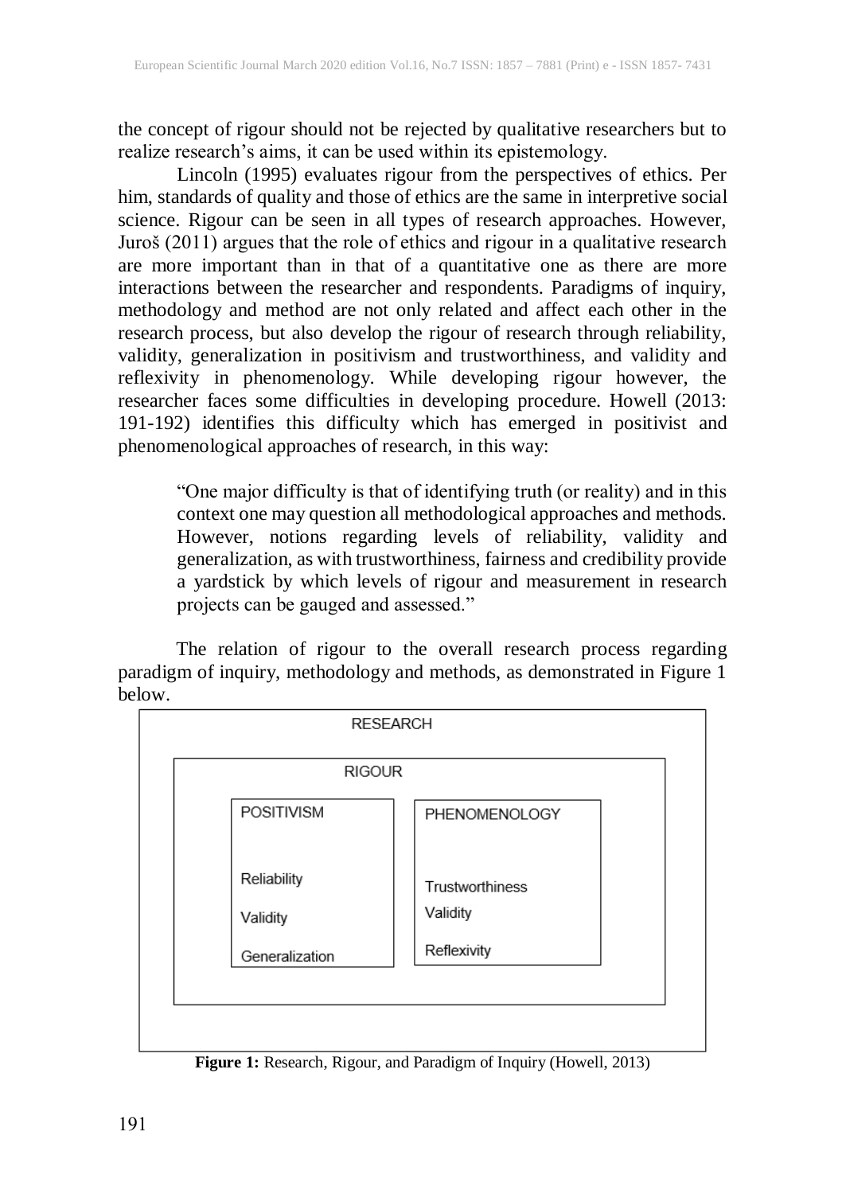the concept of rigour should not be rejected by qualitative researchers but to realize research's aims, it can be used within its epistemology.

Lincoln (1995) evaluates rigour from the perspectives of ethics. Per him, standards of quality and those of ethics are the same in interpretive social science. Rigour can be seen in all types of research approaches. However, Juroš (2011) argues that the role of ethics and rigour in a qualitative research are more important than in that of a quantitative one as there are more interactions between the researcher and respondents. Paradigms of inquiry, methodology and method are not only related and affect each other in the research process, but also develop the rigour of research through reliability, validity, generalization in positivism and trustworthiness, and validity and reflexivity in phenomenology. While developing rigour however, the researcher faces some difficulties in developing procedure. Howell (2013: 191-192) identifies this difficulty which has emerged in positivist and phenomenological approaches of research, in this way:

> "One major difficulty is that of identifying truth (or reality) and in this context one may question all methodological approaches and methods. However, notions regarding levels of reliability, validity and generalization, as with trustworthiness, fairness and credibility provide a yardstick by which levels of rigour and measurement in research projects can be gauged and assessed."

The relation of rigour to the overall research process regarding paradigm of inquiry, methodology and methods, as demonstrated in Figure 1 below.

RESEARCH

RIGOUR

| POSITIVISM | PHENOMENOLOGY |
| --- | --- |
| Reliability | Trustworthiness |
| Validity | Validity |
| Generalization | Reflexivity |

**Figure 1:** Research, Rigour, and Paradigm of Inquiry (Howell, 2013)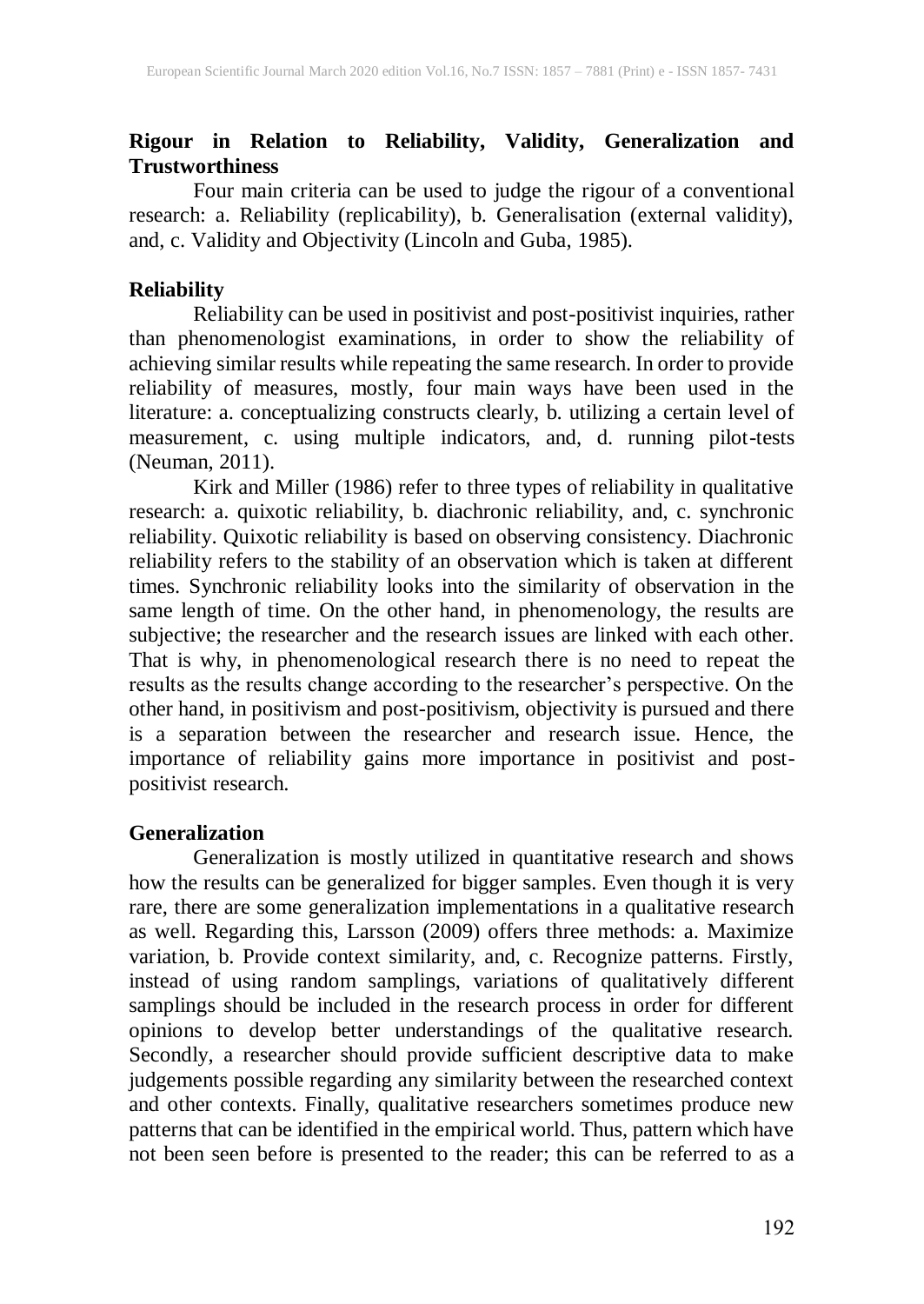**Rigour in Relation to Reliability, Validity, Generalization and Trustworthiness**

Four main criteria can be used to judge the rigour of a conventional research: a. Reliability (replicability), b. Generalisation (external validity), and, c. Validity and Objectivity (Lincoln and Guba, 1985).

**Reliability**

Reliability can be used in positivist and post-positivist inquiries, rather than phenomenologist examinations, in order to show the reliability of achieving similar results while repeating the same research. In order to provide reliability of measures, mostly, four main ways have been used in the literature: a. conceptualizing constructs clearly, b. utilizing a certain level of measurement, c. using multiple indicators, and, d. running pilot-tests (Neuman, 2011).

Kirk and Miller (1986) refer to three types of reliability in qualitative research: a. quixotic reliability, b. diachronic reliability, and, c. synchronic reliability. Quixotic reliability is based on observing consistency. Diachronic reliability refers to the stability of an observation which is taken at different times. Synchronic reliability looks into the similarity of observation in the same length of time. On the other hand, in phenomenology, the results are subjective; the researcher and the research issues are linked with each other. That is why, in phenomenological research there is no need to repeat the results as the results change according to the researcher's perspective. On the other hand, in positivism and post-positivism, objectivity is pursued and there is a separation between the researcher and research issue. Hence, the importance of reliability gains more importance in positivist and post-positivist research.

**Generalization**

Generalization is mostly utilized in quantitative research and shows how the results can be generalized for bigger samples. Even though it is very rare, there are some generalization implementations in a qualitative research as well. Regarding this, Larsson (2009) offers three methods: a. Maximize variation, b. Provide context similarity, and, c. Recognize patterns. Firstly, instead of using random samplings, variations of qualitatively different samplings should be included in the research process in order for different opinions to develop better understandings of the qualitative research. Secondly, a researcher should provide sufficient descriptive data to make judgements possible regarding any similarity between the researched context and other contexts. Finally, qualitative researchers sometimes produce new patterns that can be identified in the empirical world. Thus, pattern which have not been seen before is presented to the reader; this can be referred to as a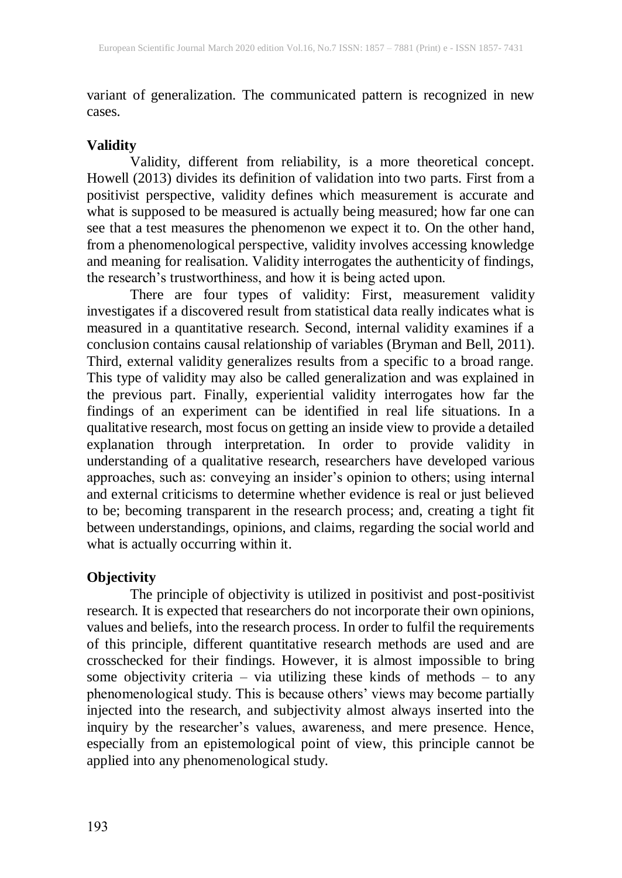variant of generalization. The communicated pattern is recognized in new cases.

### Validity

Validity, different from reliability, is a more theoretical concept. Howell (2013) divides its definition of validation into two parts. First from a positivist perspective, validity defines which measurement is accurate and what is supposed to be measured is actually being measured; how far one can see that a test measures the phenomenon we expect it to. On the other hand, from a phenomenological perspective, validity involves accessing knowledge and meaning for realisation. Validity interrogates the authenticity of findings, the research's trustworthiness, and how it is being acted upon.

There are four types of validity: First, measurement validity investigates if a discovered result from statistical data really indicates what is measured in a quantitative research. Second, internal validity examines if a conclusion contains causal relationship of variables (Bryman and Bell, 2011). Third, external validity generalizes results from a specific to a broad range. This type of validity may also be called generalization and was explained in the previous part. Finally, experiential validity interrogates how far the findings of an experiment can be identified in real life situations. In a qualitative research, most focus on getting an inside view to provide a detailed explanation through interpretation. In order to provide validity in understanding of a qualitative research, researchers have developed various approaches, such as: conveying an insider's opinion to others; using internal and external criticisms to determine whether evidence is real or just believed to be; becoming transparent in the research process; and, creating a tight fit between understandings, opinions, and claims, regarding the social world and what is actually occurring within it.

### Objectivity

The principle of objectivity is utilized in positivist and post-positivist research. It is expected that researchers do not incorporate their own opinions, values and beliefs, into the research process. In order to fulfil the requirements of this principle, different quantitative research methods are used and are crosschecked for their findings. However, it is almost impossible to bring some objectivity criteria – via utilizing these kinds of methods – to any phenomenological study. This is because others' views may become partially injected into the research, and subjectivity almost always inserted into the inquiry by the researcher's values, awareness, and mere presence. Hence, especially from an epistemological point of view, this principle cannot be applied into any phenomenological study.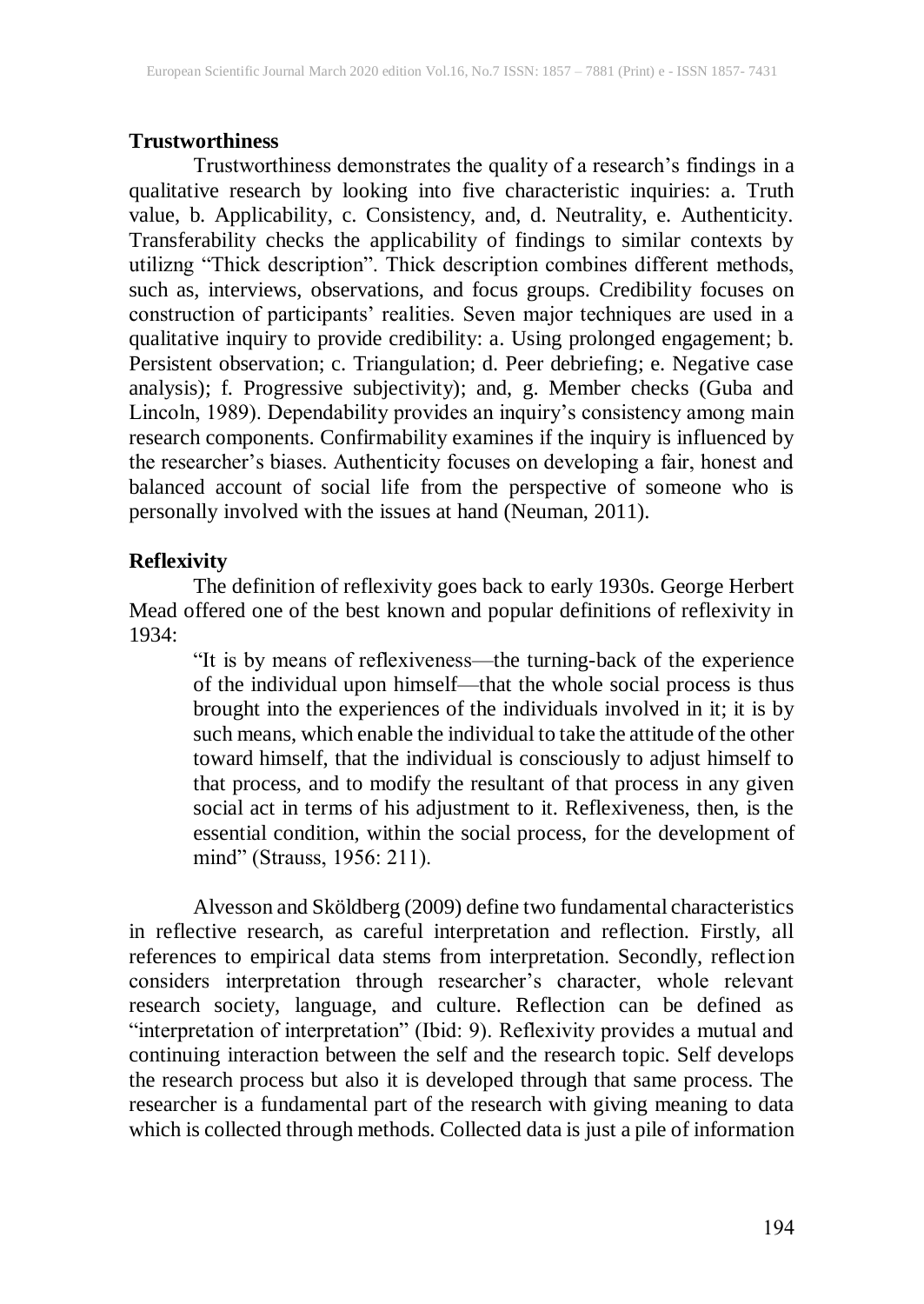**Trustworthiness**

Trustworthiness demonstrates the quality of a research's findings in a qualitative research by looking into five characteristic inquiries: a. Truth value, b. Applicability, c. Consistency, and, d. Neutrality, e. Authenticity. Transferability checks the applicability of findings to similar contexts by utilizng "Thick description". Thick description combines different methods, such as, interviews, observations, and focus groups. Credibility focuses on construction of participants' realities. Seven major techniques are used in a qualitative inquiry to provide credibility: a. Using prolonged engagement; b. Persistent observation; c. Triangulation; d. Peer debriefing; e. Negative case analysis); f. Progressive subjectivity); and, g. Member checks (Guba and Lincoln, 1989). Dependability provides an inquiry's consistency among main research components. Confirmability examines if the inquiry is influenced by the researcher's biases. Authenticity focuses on developing a fair, honest and balanced account of social life from the perspective of someone who is personally involved with the issues at hand (Neuman, 2011).

**Reflexivity**

The definition of reflexivity goes back to early 1930s. George Herbert Mead offered one of the best known and popular definitions of reflexivity in 1934:

> "It is by means of reflexiveness—the turning-back of the experience of the individual upon himself—that the whole social process is thus brought into the experiences of the individuals involved in it; it is by such means, which enable the individual to take the attitude of the other toward himself, that the individual is consciously to adjust himself to that process, and to modify the resultant of that process in any given social act in terms of his adjustment to it. Reflexiveness, then, is the essential condition, within the social process, for the development of mind" (Strauss, 1956: 211).

Alvesson and Sköldberg (2009) define two fundamental characteristics in reflective research, as careful interpretation and reflection. Firstly, all references to empirical data stems from interpretation. Secondly, reflection considers interpretation through researcher's character, whole relevant research society, language, and culture. Reflection can be defined as "interpretation of interpretation" (Ibid: 9). Reflexivity provides a mutual and continuing interaction between the self and the research topic. Self develops the research process but also it is developed through that same process. The researcher is a fundamental part of the research with giving meaning to data which is collected through methods. Collected data is just a pile of information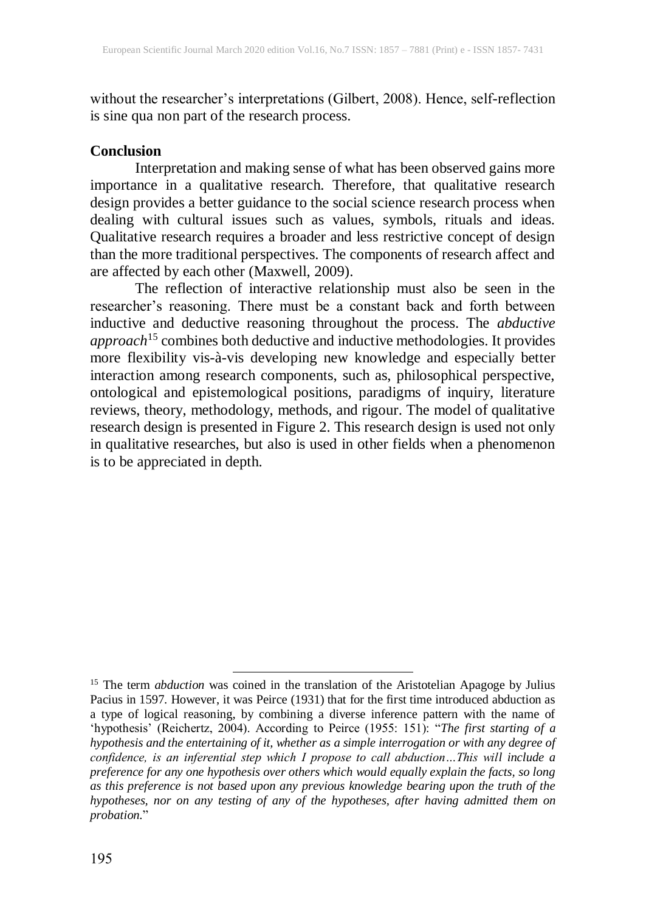without the researcher's interpretations (Gilbert, 2008). Hence, self-reflection is sine qua non part of the research process.

## Conclusion

Interpretation and making sense of what has been observed gains more importance in a qualitative research. Therefore, that qualitative research design provides a better guidance to the social science research process when dealing with cultural issues such as values, symbols, rituals and ideas. Qualitative research requires a broader and less restrictive concept of design than the more traditional perspectives. The components of research affect and are affected by each other (Maxwell, 2009).

The reflection of interactive relationship must also be seen in the researcher's reasoning. There must be a constant back and forth between inductive and deductive reasoning throughout the process. The *abductive approach*[15] combines both deductive and inductive methodologies. It provides more flexibility vis-à-vis developing new knowledge and especially better interaction among research components, such as, philosophical perspective, ontological and epistemological positions, paradigms of inquiry, literature reviews, theory, methodology, methods, and rigour. The model of qualitative research design is presented in Figure 2. This research design is used not only in qualitative researches, but also is used in other fields when a phenomenon is to be appreciated in depth.

---

[15] The term *abduction* was coined in the translation of the Aristotelian Apagoge by Julius Pacius in 1597. However, it was Peirce (1931) that for the first time introduced abduction as a type of logical reasoning, by combining a diverse inference pattern with the name of 'hypothesis' (Reichertz, 2004). According to Peirce (1955: 151): "*The first starting of a hypothesis and the entertaining of it, whether as a simple interrogation or with any degree of confidence, is an inferential step which I propose to call abduction…This will include a preference for any one hypothesis over others which would equally explain the facts, so long as this preference is not based upon any previous knowledge bearing upon the truth of the hypotheses, nor on any testing of any of the hypotheses, after having admitted them on probation.*"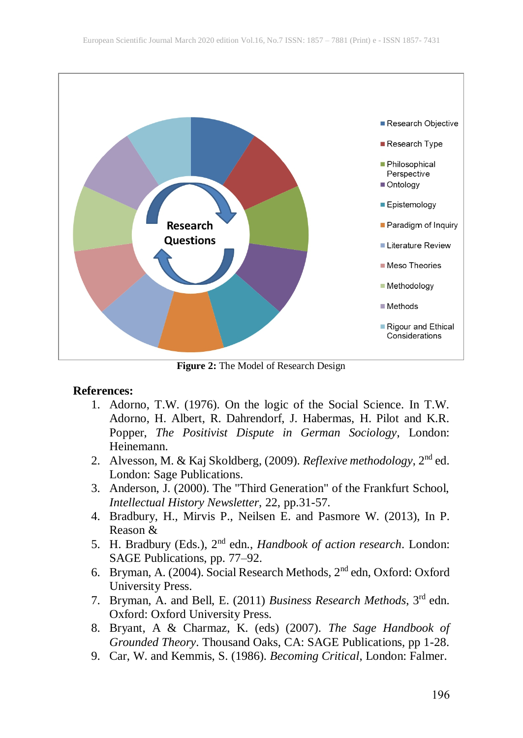**Figure 2:** The Model of Research Design

**References:**

1. Adorno, T.W. (1976). On the logic of the Social Science. In T.W. Adorno, H. Albert, R. Dahrendorf, J. Habermas, H. Pilot and K.R. Popper, *The Positivist Dispute in German Sociology*, London: Heinemann.
2. Alvesson, M. & Kaj Skoldberg, (2009). *Reflexive methodology*, 2nd ed. London: Sage Publications.
3. Anderson, J. (2000). The "Third Generation" of the Frankfurt School, *Intellectual History Newsletter*, 22, pp.31-57.
4. Bradbury, H., Mirvis P., Neilsen E. and Pasmore W. (2013), In P. Reason &
5. H. Bradbury (Eds.), 2nd edn., *Handbook of action research*. London: SAGE Publications, pp. 77–92.
6. Bryman, A. (2004). Social Research Methods, 2nd edn, Oxford: Oxford University Press.
7. Bryman, A. and Bell, E. (2011) *Business Research Methods*, 3rd edn. Oxford: Oxford University Press.
8. Bryant, A & Charmaz, K. (eds) (2007). *The Sage Handbook of Grounded Theory*. Thousand Oaks, CA: SAGE Publications, pp 1-28.
9. Car, W. and Kemmis, S. (1986). *Becoming Critical*, London: Falmer.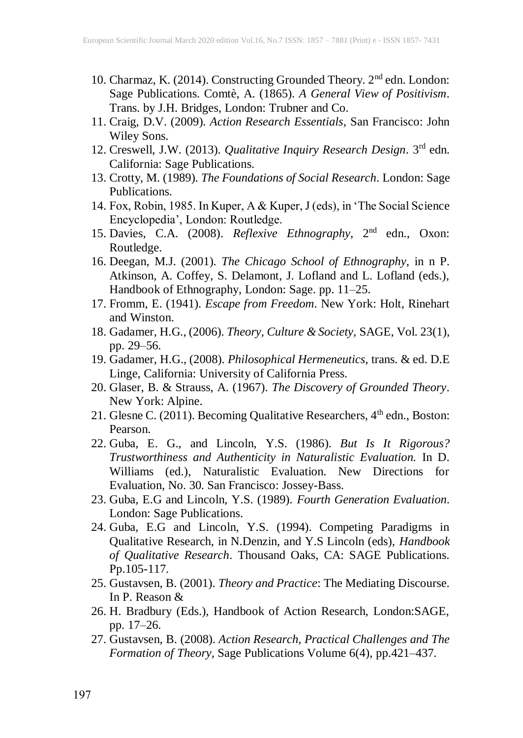10. Charmaz, K. (2014). Constructing Grounded Theory. 2nd edn. London: Sage Publications. Comtè, A. (1865). *A General View of Positivism*. Trans. by J.H. Bridges, London: Trubner and Co.
11. Craig, D.V. (2009). *Action Research Essentials*, San Francisco: John Wiley Sons.
12. Creswell, J.W. (2013). *Qualitative Inquiry Research Design*. 3rd edn. California: Sage Publications.
13. Crotty, M. (1989). *The Foundations of Social Research*. London: Sage Publications.
14. Fox, Robin, 1985. In Kuper, A & Kuper, J (eds), in 'The Social Science Encyclopedia', London: Routledge.
15. Davies, C.A. (2008). *Reflexive Ethnography*, 2nd edn., Oxon: Routledge.
16. Deegan, M.J. (2001). *The Chicago School of Ethnography*, in n P. Atkinson, A. Coffey, S. Delamont, J. Lofland and L. Lofland (eds.), Handbook of Ethnography, London: Sage. pp. 11–25.
17. Fromm, E. (1941). *Escape from Freedom*. New York: Holt, Rinehart and Winston.
18. Gadamer, H.G., (2006). *Theory, Culture & Society*, SAGE, Vol. 23(1), pp. 29–56.
19. Gadamer, H.G., (2008). *Philosophical Hermeneutics*, trans. & ed. D.E Linge, California: University of California Press.
20. Glaser, B. & Strauss, A. (1967). *The Discovery of Grounded Theory*. New York: Alpine.
21. Glesne C. (2011). Becoming Qualitative Researchers, 4th edn., Boston: Pearson.
22. Guba, E. G., and Lincoln, Y.S. (1986). *But Is It Rigorous? Trustworthiness and Authenticity in Naturalistic Evaluation.* In D. Williams (ed.), Naturalistic Evaluation. New Directions for Evaluation, No. 30. San Francisco: Jossey-Bass.
23. Guba, E.G and Lincoln, Y.S. (1989). *Fourth Generation Evaluation*. London: Sage Publications.
24. Guba, E.G and Lincoln, Y.S. (1994). Competing Paradigms in Qualitative Research, in N.Denzin, and Y.S Lincoln (eds), *Handbook of Qualitative Research*. Thousand Oaks, CA: SAGE Publications. Pp.105-117.
25. Gustavsen, B. (2001). *Theory and Practice*: The Mediating Discourse. In P. Reason &
26. H. Bradbury (Eds.), Handbook of Action Research, London:SAGE, pp. 17–26.
27. Gustavsen, B. (2008). *Action Research, Practical Challenges and The Formation of Theory*, Sage Publications Volume 6(4), pp.421–437.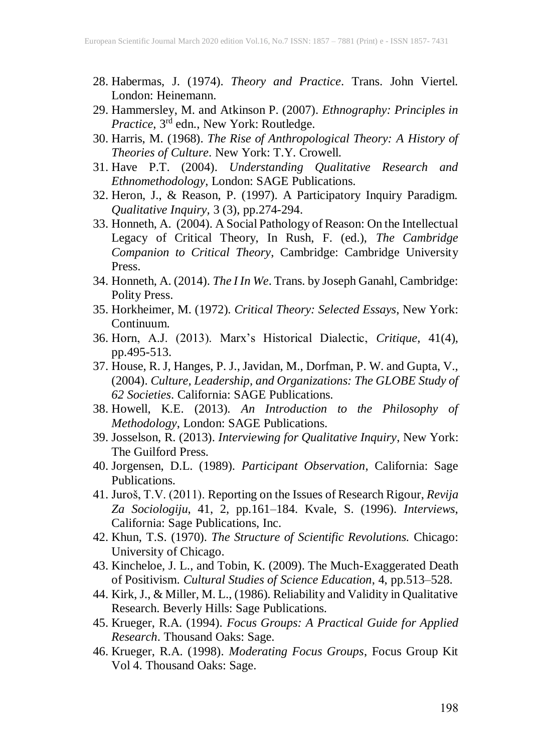28. Habermas, J. (1974). *Theory and Practice*. Trans. John Viertel. London: Heinemann.
29. Hammersley, M. and Atkinson P. (2007). *Ethnography: Principles in Practice*, 3rd edn., New York: Routledge.
30. Harris, M. (1968). *The Rise of Anthropological Theory: A History of Theories of Culture*. New York: T.Y. Crowell.
31. Have P.T. (2004). *Understanding Qualitative Research and Ethnomethodology*, London: SAGE Publications.
32. Heron, J., & Reason, P. (1997). A Participatory Inquiry Paradigm. *Qualitative Inquiry*, 3 (3), pp.274-294.
33. Honneth, A. (2004). A Social Pathology of Reason: On the Intellectual Legacy of Critical Theory, In Rush, F. (ed.), *The Cambridge Companion to Critical Theory*, Cambridge: Cambridge University Press.
34. Honneth, A. (2014). *The I In We*. Trans. by Joseph Ganahl, Cambridge: Polity Press.
35. Horkheimer, M. (1972). *Critical Theory: Selected Essays*, New York: Continuum.
36. Horn, A.J. (2013). Marx's Historical Dialectic, *Critique*, 41(4), pp.495-513.
37. House, R. J, Hanges, P. J., Javidan, M., Dorfman, P. W. and Gupta, V., (2004). *Culture, Leadership, and Organizations: The GLOBE Study of 62 Societies*. California: SAGE Publications.
38. Howell, K.E. (2013). *An Introduction to the Philosophy of Methodology*, London: SAGE Publications.
39. Josselson, R. (2013). *Interviewing for Qualitative Inquiry*, New York: The Guilford Press.
40. Jorgensen, D.L. (1989). *Participant Observation*, California: Sage Publications.
41. Juroš, T.V. (2011). Reporting on the Issues of Research Rigour, *Revija Za Sociologiju*, 41, 2, pp.161–184. Kvale, S. (1996). *Interviews*, California: Sage Publications, Inc.
42. Khun, T.S. (1970). *The Structure of Scientific Revolutions.* Chicago: University of Chicago.
43. Kincheloe, J. L., and Tobin, K. (2009). The Much-Exaggerated Death of Positivism. *Cultural Studies of Science Education*, 4, pp.513–528.
44. Kirk, J., & Miller, M. L., (1986). Reliability and Validity in Qualitative Research. Beverly Hills: Sage Publications.
45. Krueger, R.A. (1994). *Focus Groups: A Practical Guide for Applied Research*. Thousand Oaks: Sage.
46. Krueger, R.A. (1998). *Moderating Focus Groups*, Focus Group Kit Vol 4. Thousand Oaks: Sage.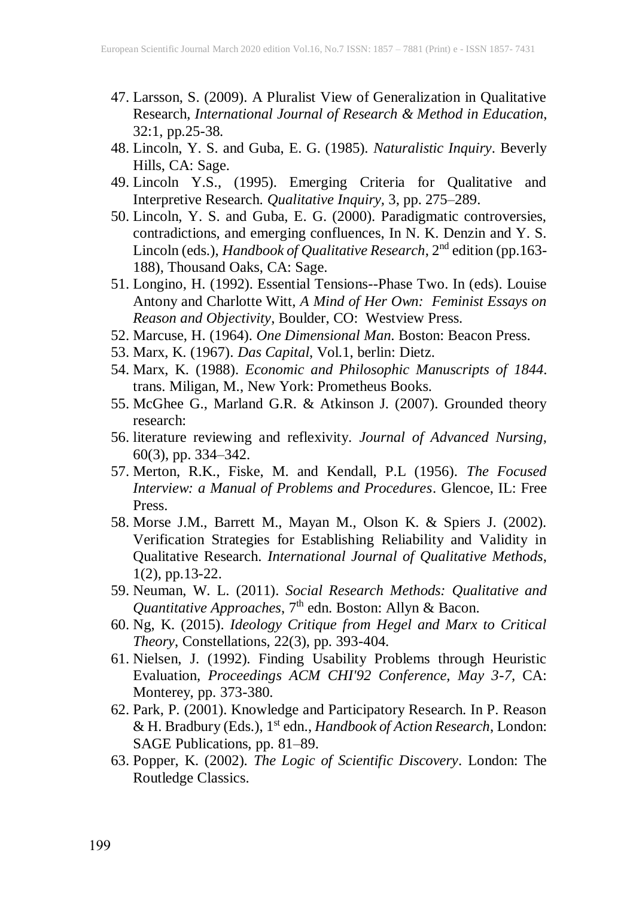47. Larsson, S. (2009). A Pluralist View of Generalization in Qualitative Research, *International Journal of Research & Method in Education*, 32:1, pp.25-38.
48. Lincoln, Y. S. and Guba, E. G. (1985). *Naturalistic Inquiry*. Beverly Hills, CA: Sage.
49. Lincoln Y.S., (1995). Emerging Criteria for Qualitative and Interpretive Research. *Qualitative Inquiry*, 3, pp. 275–289.
50. Lincoln, Y. S. and Guba, E. G. (2000). Paradigmatic controversies, contradictions, and emerging confluences, In N. K. Denzin and Y. S. Lincoln (eds.), *Handbook of Qualitative Research*, 2nd edition (pp.163-188), Thousand Oaks, CA: Sage.
51. Longino, H. (1992). Essential Tensions--Phase Two. In (eds). Louise Antony and Charlotte Witt, *A Mind of Her Own: Feminist Essays on Reason and Objectivity*, Boulder, CO: Westview Press.
52. Marcuse, H. (1964). *One Dimensional Man*. Boston: Beacon Press.
53. Marx, K. (1967). *Das Capital*, Vol.1, berlin: Dietz.
54. Marx, K. (1988). *Economic and Philosophic Manuscripts of 1844*. trans. Miligan, M., New York: Prometheus Books.
55. McGhee G., Marland G.R. & Atkinson J. (2007). Grounded theory research:
56. literature reviewing and reflexivity. *Journal of Advanced Nursing*, 60(3), pp. 334–342.
57. Merton, R.K., Fiske, M. and Kendall, P.L (1956). *The Focused Interview: a Manual of Problems and Procedures*. Glencoe, IL: Free Press.
58. Morse J.M., Barrett M., Mayan M., Olson K. & Spiers J. (2002). Verification Strategies for Establishing Reliability and Validity in Qualitative Research. *International Journal of Qualitative Methods*, 1(2), pp.13-22.
59. Neuman, W. L. (2011). *Social Research Methods: Qualitative and Quantitative Approaches*, 7th edn. Boston: Allyn & Bacon.
60. Ng, K. (2015). *Ideology Critique from Hegel and Marx to Critical Theory*, Constellations, 22(3), pp. 393-404.
61. Nielsen, J. (1992). Finding Usability Problems through Heuristic Evaluation, *Proceedings ACM CHI'92 Conference, May 3-7*, CA: Monterey, pp. 373-380.
62. Park, P. (2001). Knowledge and Participatory Research. In P. Reason & H. Bradbury (Eds.), 1st edn., *Handbook of Action Research*, London: SAGE Publications, pp. 81–89.
63. Popper, K. (2002). *The Logic of Scientific Discovery*. London: The Routledge Classics.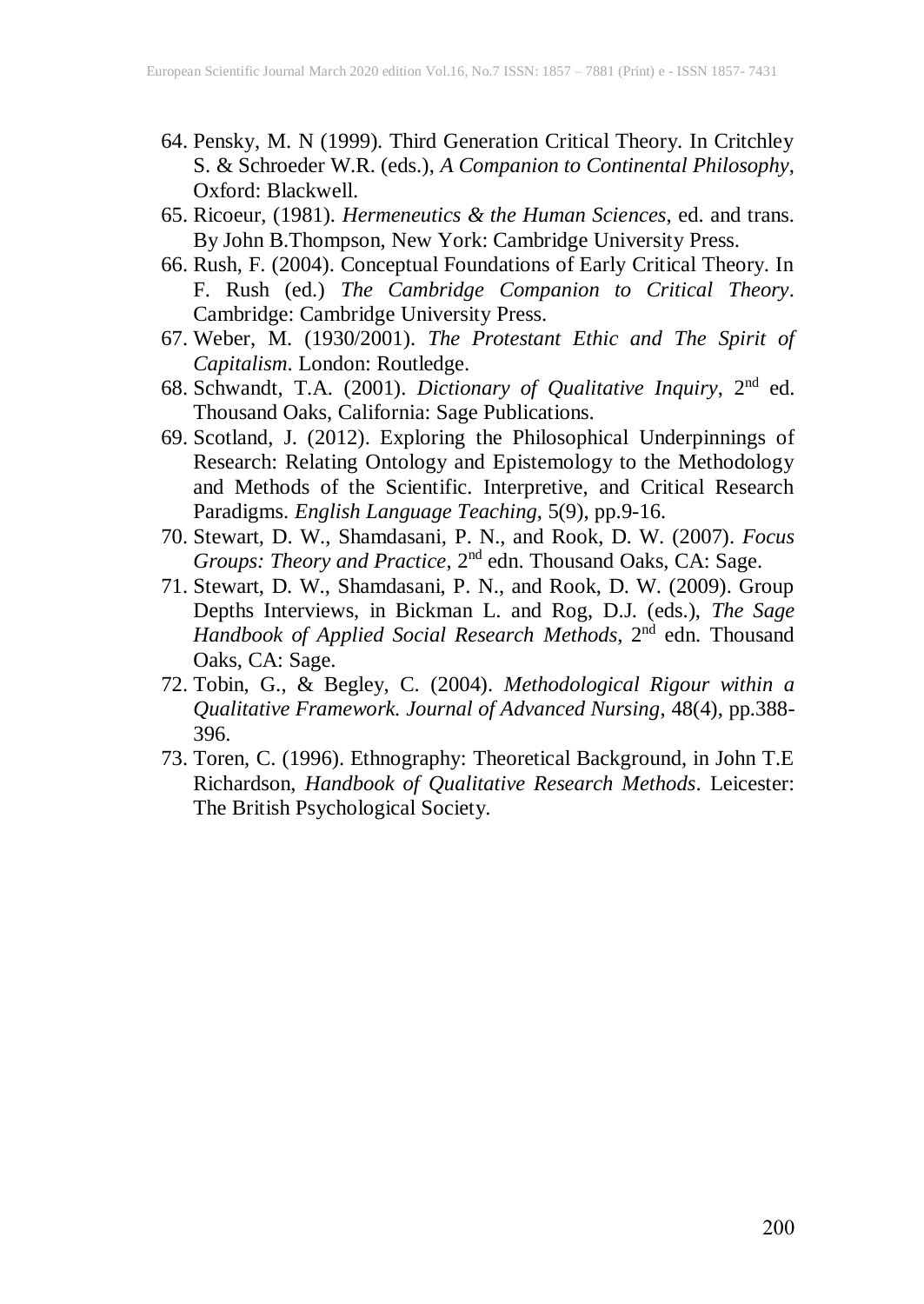64. Pensky, M. N (1999). Third Generation Critical Theory. In Critchley S. & Schroeder W.R. (eds.), *A Companion to Continental Philosophy*, Oxford: Blackwell.
65. Ricoeur, (1981). *Hermeneutics & the Human Sciences*, ed. and trans. By John B.Thompson, New York: Cambridge University Press.
66. Rush, F. (2004). Conceptual Foundations of Early Critical Theory. In F. Rush (ed.) *The Cambridge Companion to Critical Theory*. Cambridge: Cambridge University Press.
67. Weber, M. (1930/2001). *The Protestant Ethic and The Spirit of Capitalism*. London: Routledge.
68. Schwandt, T.A. (2001). *Dictionary of Qualitative Inquiry*, 2nd ed. Thousand Oaks, California: Sage Publications.
69. Scotland, J. (2012). Exploring the Philosophical Underpinnings of Research: Relating Ontology and Epistemology to the Methodology and Methods of the Scientific. Interpretive, and Critical Research Paradigms. *English Language Teaching*, 5(9), pp.9-16.
70. Stewart, D. W., Shamdasani, P. N., and Rook, D. W. (2007). *Focus Groups: Theory and Practice*, 2nd edn. Thousand Oaks, CA: Sage.
71. Stewart, D. W., Shamdasani, P. N., and Rook, D. W. (2009). Group Depths Interviews, in Bickman L. and Rog, D.J. (eds.), *The Sage Handbook of Applied Social Research Methods*, 2nd edn. Thousand Oaks, CA: Sage.
72. Tobin, G., & Begley, C. (2004). *Methodological Rigour within a Qualitative Framework. Journal of Advanced Nursing*, 48(4), pp.388-396.
73. Toren, C. (1996). Ethnography: Theoretical Background, in John T.E Richardson, *Handbook of Qualitative Research Methods*. Leicester: The British Psychological Society.